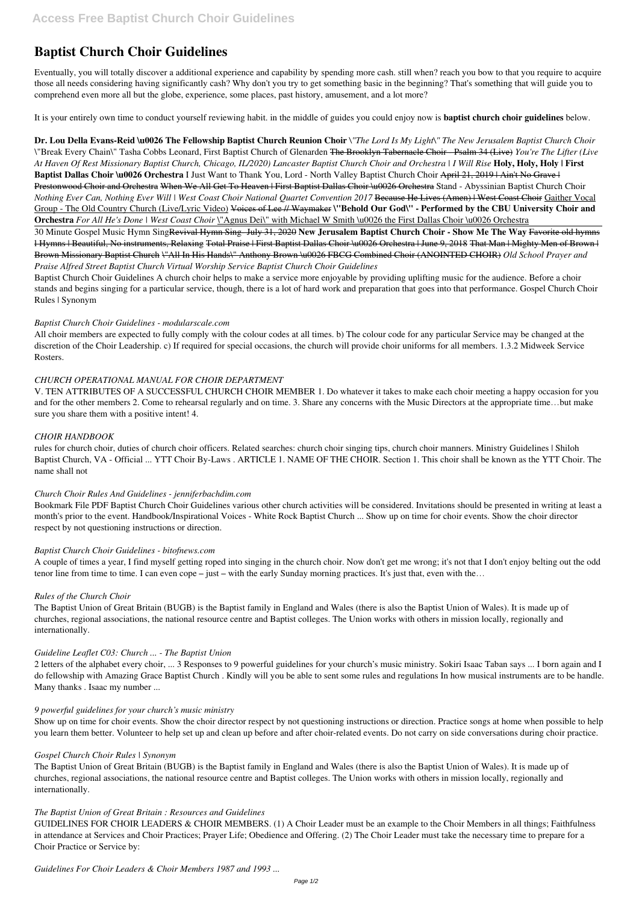# Baptist Church Choir Guidelines

Eventually, you will totally discover a additional experience and capability by spending more cash. still when? reach you bow to that you require to acquire those all needs considering having significantly cash? Why don't you try to get something basic in the beginning? That's something that will guide you to comprehend even more all but the globe, experience, some places, past history, amusement, and a lot more?

It is your entirely own time to conduct yourself reviewing habit. in the middle of guides you could enjoy now is **baptist church choir guidelines** below.

**Dr. Lou Della Evans-Reid \u0026 The Fellowship Baptist Church Reunion Choir** *\"The Lord Is My Light\" The New Jerusalem Baptist Church Choir* \"Break Every Chain\" Tasha Cobbs Leonard, First Baptist Church of Glenarden ~~The Brooklyn Tabernacle Choir - Psalm 34 (Live)~~ *You're The Lifter (Live At Haven Of Rest Missionary Baptist Church, Chicago, IL/2020) Lancaster Baptist Church Choir and Orchestra | I Will Rise* **Holy, Holy, Holy | First Baptist Dallas Choir \u0026 Orchestra** I Just Want to Thank You, Lord - North Valley Baptist Church Choir ~~April 21, 2019 | Ain't No Grave | Prestonwood Choir and Orchestra~~ ~~When We All Get To Heaven | First Baptist Dallas Choir \u0026 Orchestra~~ Stand - Abyssinian Baptist Church Choir *Nothing Ever Can, Nothing Ever Will | West Coast Choir National Quartet Convention 2017* ~~Because He Lives (Amen) | West Coast Choir~~ Gaither Vocal Group - The Old Country Church (Live/Lyric Video) ~~Voices of Lee // Waymaker~~ **\"Behold Our God\" - Performed by the CBU University Choir and Orchestra** *For All He's Done | West Coast Choir* \"Agnus Dei\" with Michael W Smith \u0026 the First Dallas Choir \u0026 Orchestra

30 Minute Gospel Music Hymn Sing~~Revival Hymn Sing- July 31, 2020~~ **New Jerusalem Baptist Church Choir - Show Me The Way** ~~Favorite old hymns | Hymns | Beautiful, No instruments, Relaxing~~ ~~Total Praise | First Baptist Dallas Choir \u0026 Orchestra | June 9, 2018~~ ~~That Man | Mighty Men of Brown | Brown Missionary Baptist Church~~ ~~\"All In His Hands\" Anthony Brown \u0026 FBCG Combined Choir (ANOINTED CHOIR)~~ *Old School Prayer and Praise Alfred Street Baptist Church Virtual Worship Service Baptist Church Choir Guidelines*

Baptist Church Choir Guidelines A church choir helps to make a service more enjoyable by providing uplifting music for the audience. Before a choir stands and begins singing for a particular service, though, there is a lot of hard work and preparation that goes into that performance. Gospel Church Choir Rules | Synonym

*Baptist Church Choir Guidelines - modularscale.com*

All choir members are expected to fully comply with the colour codes at all times. b) The colour code for any particular Service may be changed at the discretion of the Choir Leadership. c) If required for special occasions, the church will provide choir uniforms for all members. 1.3.2 Midweek Service Rosters.

*CHURCH OPERATIONAL MANUAL FOR CHOIR DEPARTMENT*

V. TEN ATTRIBUTES OF A SUCCESSFUL CHURCH CHOIR MEMBER 1. Do whatever it takes to make each choir meeting a happy occasion for you and for the other members 2. Come to rehearsal regularly and on time. 3. Share any concerns with the Music Directors at the appropriate time…but make sure you share them with a positive intent! 4.

*CHOIR HANDBOOK*

rules for church choir, duties of church choir officers. Related searches: church choir singing tips, church choir manners. Ministry Guidelines | Shiloh Baptist Church, VA - Official ... YTT Choir By-Laws . ARTICLE 1. NAME OF THE CHOIR. Section 1. This choir shall be known as the YTT Choir. The name shall not

*Church Choir Rules And Guidelines - jenniferbachdim.com*

Bookmark File PDF Baptist Church Choir Guidelines various other church activities will be considered. Invitations should be presented in writing at least a month's prior to the event. Handbook/Inspirational Voices - White Rock Baptist Church ... Show up on time for choir events. Show the choir director respect by not questioning instructions or direction.

*Baptist Church Choir Guidelines - bitofnews.com*

A couple of times a year, I find myself getting roped into singing in the church choir. Now don't get me wrong; it's not that I don't enjoy belting out the odd tenor line from time to time. I can even cope – just – with the early Sunday morning practices. It's just that, even with the…

*Rules of the Church Choir*

The Baptist Union of Great Britain (BUGB) is the Baptist family in England and Wales (there is also the Baptist Union of Wales). It is made up of churches, regional associations, the national resource centre and Baptist colleges. The Union works with others in mission locally, regionally and internationally.

*Guideline Leaflet C03: Church ... - The Baptist Union*

2 letters of the alphabet every choir, ... 3 Responses to 9 powerful guidelines for your church's music ministry. Sokiri Isaac Taban says ... I born again and I do fellowship with Amazing Grace Baptist Church . Kindly will you be able to sent some rules and regulations In how musical instruments are to be handle. Many thanks . Isaac my number ...

*9 powerful guidelines for your church's music ministry*

Show up on time for choir events. Show the choir director respect by not questioning instructions or direction. Practice songs at home when possible to help you learn them better. Volunteer to help set up and clean up before and after choir-related events. Do not carry on side conversations during choir practice.

*Gospel Church Choir Rules | Synonym*

The Baptist Union of Great Britain (BUGB) is the Baptist family in England and Wales (there is also the Baptist Union of Wales). It is made up of churches, regional associations, the national resource centre and Baptist colleges. The Union works with others in mission locally, regionally and internationally.

*The Baptist Union of Great Britain : Resources and Guidelines*

GUIDELINES FOR CHOIR LEADERS & CHOIR MEMBERS. (1) A Choir Leader must be an example to the Choir Members in all things; Faithfulness in attendance at Services and Choir Practices; Prayer Life; Obedience and Offering. (2) The Choir Leader must take the necessary time to prepare for a Choir Practice or Service by:

*Guidelines For Choir Leaders & Choir Members 1987 and 1993 ...*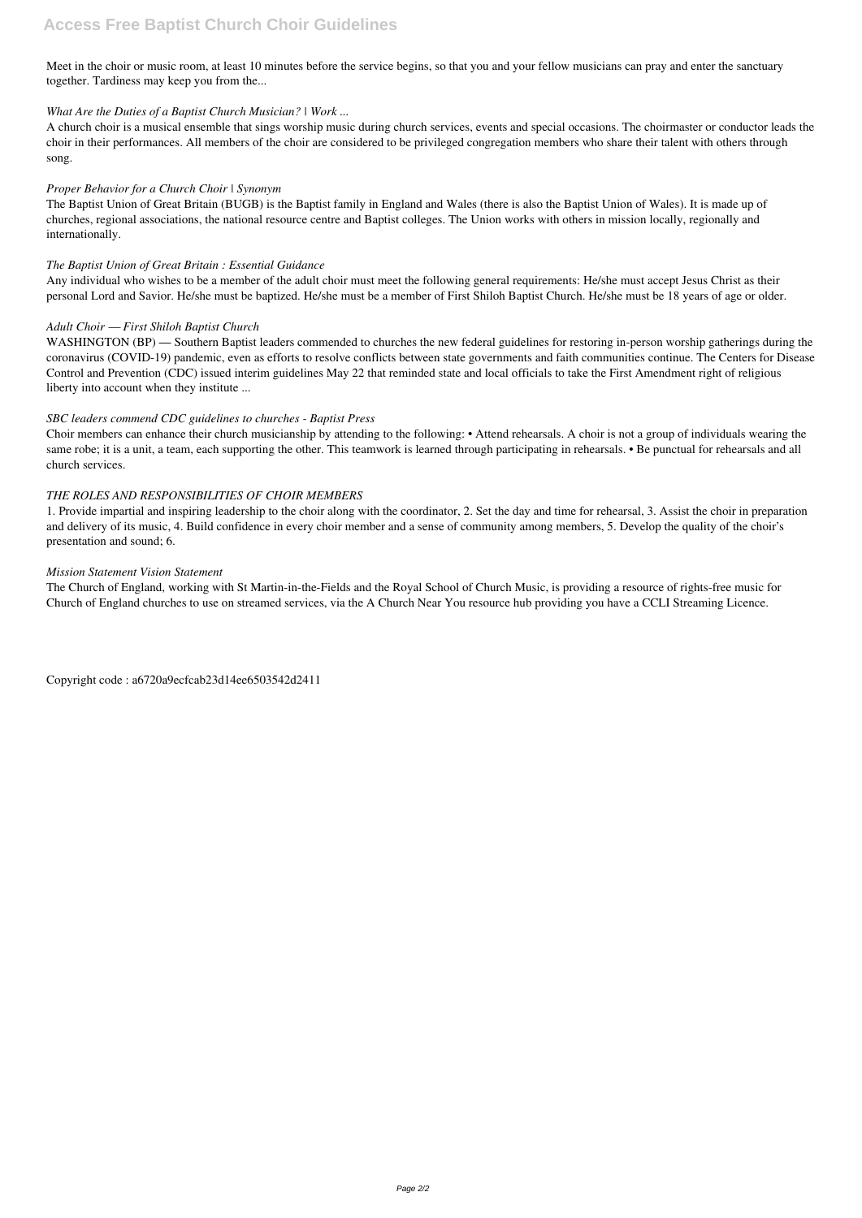Meet in the choir or music room, at least 10 minutes before the service begins, so that you and your fellow musicians can pray and enter the sanctuary together. Tardiness may keep you from the...

*What Are the Duties of a Baptist Church Musician? | Work ...*

A church choir is a musical ensemble that sings worship music during church services, events and special occasions. The choirmaster or conductor leads the choir in their performances. All members of the choir are considered to be privileged congregation members who share their talent with others through song.

*Proper Behavior for a Church Choir | Synonym*

The Baptist Union of Great Britain (BUGB) is the Baptist family in England and Wales (there is also the Baptist Union of Wales). It is made up of churches, regional associations, the national resource centre and Baptist colleges. The Union works with others in mission locally, regionally and internationally.

*The Baptist Union of Great Britain : Essential Guidance*

Any individual who wishes to be a member of the adult choir must meet the following general requirements: He/she must accept Jesus Christ as their personal Lord and Savior. He/she must be baptized. He/she must be a member of First Shiloh Baptist Church. He/she must be 18 years of age or older.

*Adult Choir — First Shiloh Baptist Church*

WASHINGTON (BP) — Southern Baptist leaders commended to churches the new federal guidelines for restoring in-person worship gatherings during the coronavirus (COVID-19) pandemic, even as efforts to resolve conflicts between state governments and faith communities continue. The Centers for Disease Control and Prevention (CDC) issued interim guidelines May 22 that reminded state and local officials to take the First Amendment right of religious liberty into account when they institute ...

*SBC leaders commend CDC guidelines to churches - Baptist Press*

Choir members can enhance their church musicianship by attending to the following: • Attend rehearsals. A choir is not a group of individuals wearing the same robe; it is a unit, a team, each supporting the other. This teamwork is learned through participating in rehearsals. • Be punctual for rehearsals and all church services.

*THE ROLES AND RESPONSIBILITIES OF CHOIR MEMBERS*

1. Provide impartial and inspiring leadership to the choir along with the coordinator, 2. Set the day and time for rehearsal, 3. Assist the choir in preparation and delivery of its music, 4. Build confidence in every choir member and a sense of community among members, 5. Develop the quality of the choir's presentation and sound; 6.

*Mission Statement Vision Statement*

The Church of England, working with St Martin-in-the-Fields and the Royal School of Church Music, is providing a resource of rights-free music for Church of England churches to use on streamed services, via the A Church Near You resource hub providing you have a CCLI Streaming Licence.

Copyright code : a6720a9ecfcab23d14ee6503542d2411